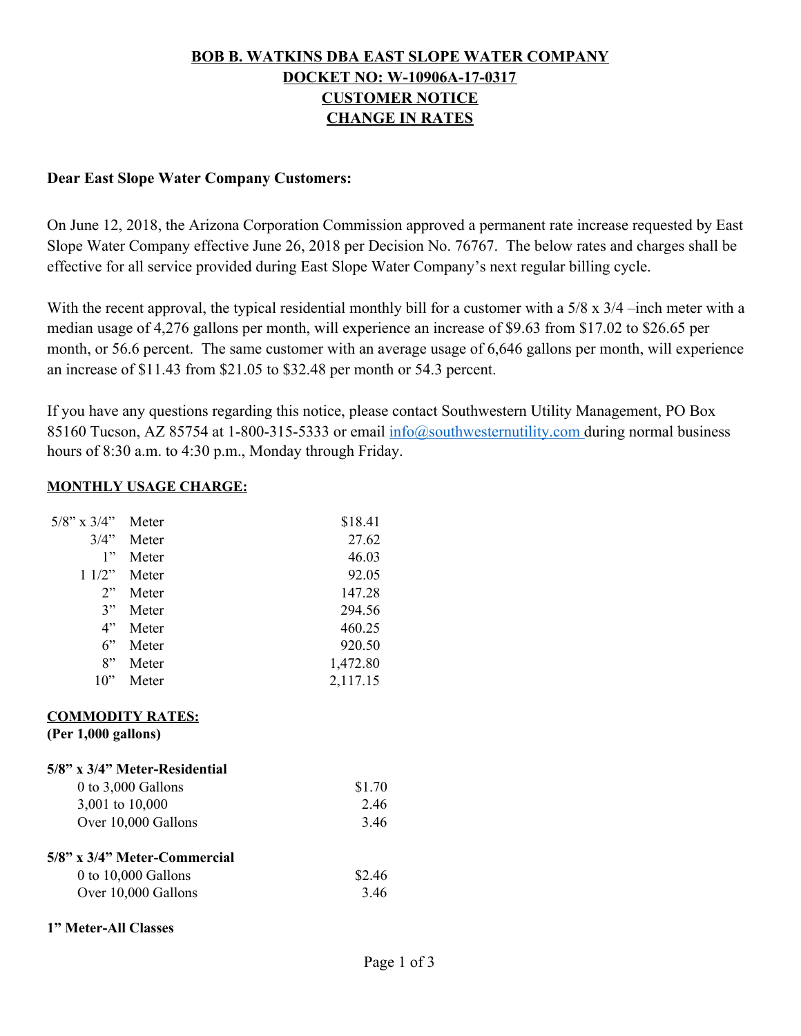**BOB B. WATKINS DBA EAST SLOPE WATER COMPANY**
**DOCKET NO: W-10906A-17-0317**
**CUSTOMER NOTICE**
**CHANGE IN RATES**

**Dear East Slope Water Company Customers:**

On June 12, 2018, the Arizona Corporation Commission approved a permanent rate increase requested by East Slope Water Company effective June 26, 2018 per Decision No. 76767. The below rates and charges shall be effective for all service provided during East Slope Water Company's next regular billing cycle.

With the recent approval, the typical residential monthly bill for a customer with a 5/8 x 3/4 –inch meter with a median usage of 4,276 gallons per month, will experience an increase of $9.63 from $17.02 to $26.65 per month, or 56.6 percent. The same customer with an average usage of 6,646 gallons per month, will experience an increase of $11.43 from $21.05 to $32.48 per month or 54.3 percent.

If you have any questions regarding this notice, please contact Southwestern Utility Management, PO Box 85160 Tucson, AZ 85754 at 1-800-315-5333 or email info@southwesternutility.com during normal business hours of 8:30 a.m. to 4:30 p.m., Monday through Friday.

**MONTHLY USAGE CHARGE:**

| Meter Size | | Charge |
|---|---|---|
| 5/8" x 3/4" | Meter | $18.41 |
| 3/4" | Meter | 27.62 |
| 1" | Meter | 46.03 |
| 1 1/2" | Meter | 92.05 |
| 2" | Meter | 147.28 |
| 3" | Meter | 294.56 |
| 4" | Meter | 460.25 |
| 6" | Meter | 920.50 |
| 8" | Meter | 1,472.80 |
| 10" | Meter | 2,117.15 |

**COMMODITY RATES:**
**(Per 1,000 gallons)**

**5/8" x 3/4" Meter-Residential**

| Usage | Rate |
|---|---|
| 0 to 3,000 Gallons | $1.70 |
| 3,001 to 10,000 | 2.46 |
| Over 10,000 Gallons | 3.46 |

**5/8" x 3/4" Meter-Commercial**

| Usage | Rate |
|---|---|
| 0 to 10,000 Gallons | $2.46 |
| Over 10,000 Gallons | 3.46 |

**1" Meter-All Classes**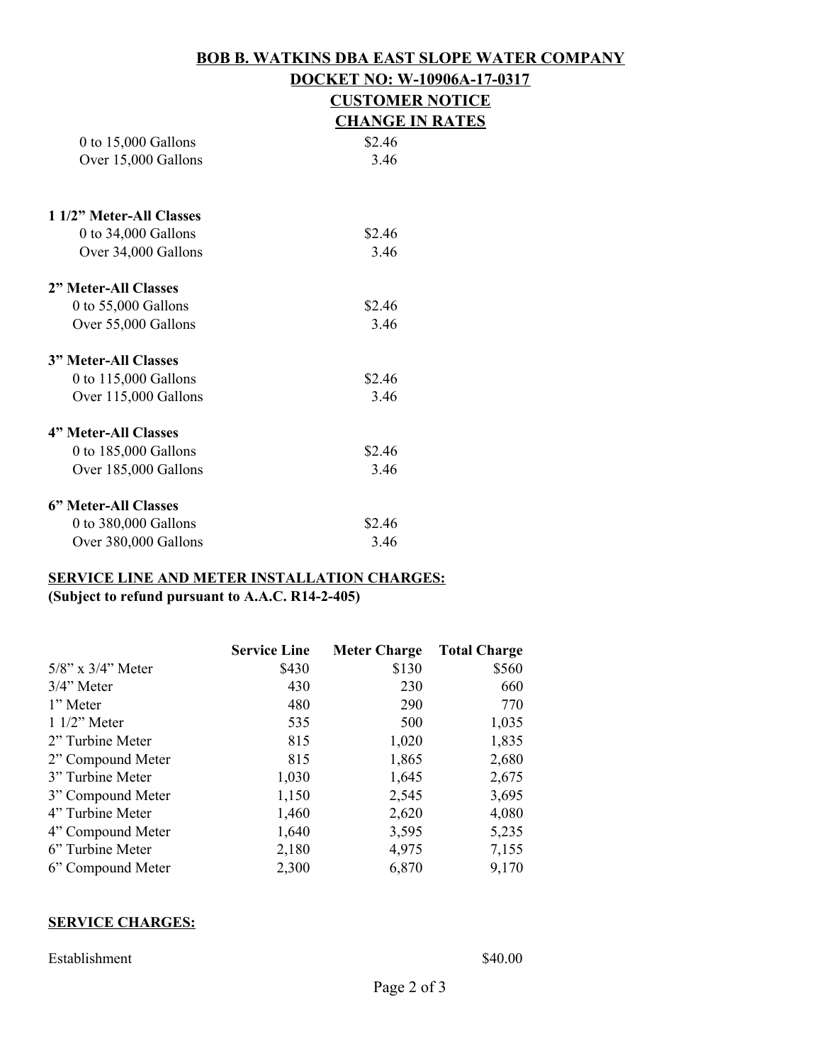**BOB B. WATKINS DBA EAST SLOPE WATER COMPANY**
**DOCKET NO: W-10906A-17-0317**
**CUSTOMER NOTICE**
**CHANGE IN RATES**

| | |
|---|---|
| 0 to 15,000 Gallons | $2.46 |
| Over 15,000 Gallons | 3.46 |

**1 1/2" Meter-All Classes**

| | |
|---|---|
| 0 to 34,000 Gallons | $2.46 |
| Over 34,000 Gallons | 3.46 |

**2" Meter-All Classes**

| | |
|---|---|
| 0 to 55,000 Gallons | $2.46 |
| Over 55,000 Gallons | 3.46 |

**3" Meter-All Classes**

| | |
|---|---|
| 0 to 115,000 Gallons | $2.46 |
| Over 115,000 Gallons | 3.46 |

**4" Meter-All Classes**

| | |
|---|---|
| 0 to 185,000 Gallons | $2.46 |
| Over 185,000 Gallons | 3.46 |

**6" Meter-All Classes**

| | |
|---|---|
| 0 to 380,000 Gallons | $2.46 |
| Over 380,000 Gallons | 3.46 |

**SERVICE LINE AND METER INSTALLATION CHARGES:**
**(Subject to refund pursuant to A.A.C. R14-2-405)**

| | Service Line | Meter Charge | Total Charge |
|---|---|---|---|
| 5/8" x 3/4" Meter | $430 | $130 | $560 |
| 3/4" Meter | 430 | 230 | 660 |
| 1" Meter | 480 | 290 | 770 |
| 1 1/2" Meter | 535 | 500 | 1,035 |
| 2" Turbine Meter | 815 | 1,020 | 1,835 |
| 2" Compound Meter | 815 | 1,865 | 2,680 |
| 3" Turbine Meter | 1,030 | 1,645 | 2,675 |
| 3" Compound Meter | 1,150 | 2,545 | 3,695 |
| 4" Turbine Meter | 1,460 | 2,620 | 4,080 |
| 4" Compound Meter | 1,640 | 3,595 | 5,235 |
| 6" Turbine Meter | 2,180 | 4,975 | 7,155 |
| 6" Compound Meter | 2,300 | 6,870 | 9,170 |

**SERVICE CHARGES:**

| | |
|---|---|
| Establishment | $40.00 |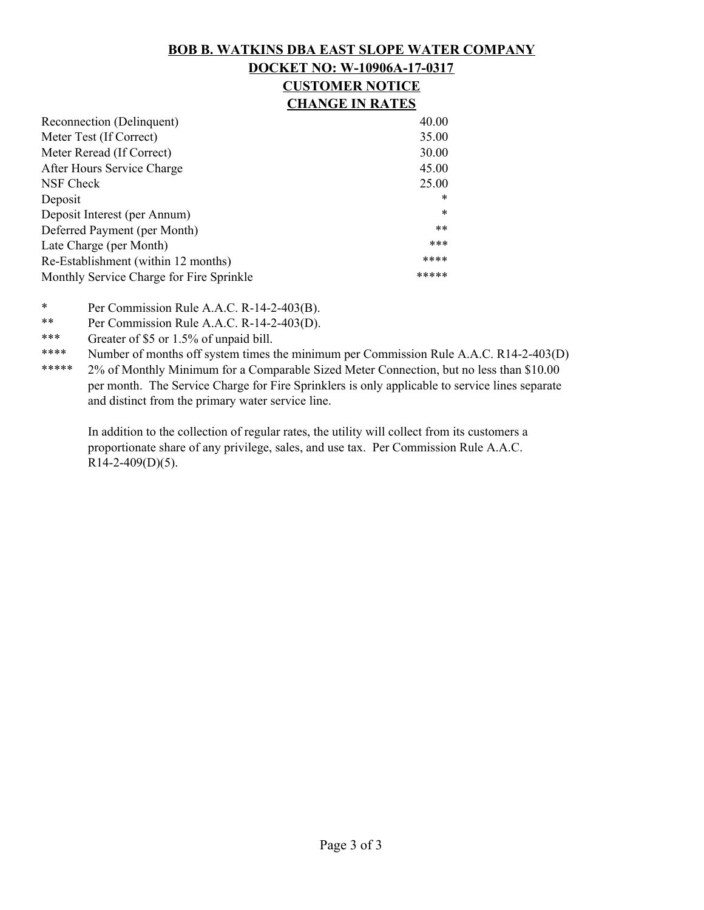**BOB B. WATKINS DBA EAST SLOPE WATER COMPANY**
**DOCKET NO: W-10906A-17-0317**
**CUSTOMER NOTICE**
**CHANGE IN RATES**

| | |
|---|---|
| Reconnection (Delinquent) | 40.00 |
| Meter Test (If Correct) | 35.00 |
| Meter Reread (If Correct) | 30.00 |
| After Hours Service Charge | 45.00 |
| NSF Check | 25.00 |
| Deposit | * |
| Deposit Interest (per Annum) | * |
| Deferred Payment (per Month) | ** |
| Late Charge (per Month) | *** |
| Re-Establishment (within 12 months) | **** |
| Monthly Service Charge for Fire Sprinkle | ***** |

\* Per Commission Rule A.A.C. R-14-2-403(B).

\*\* Per Commission Rule A.A.C. R-14-2-403(D).

\*\*\* Greater of $5 or 1.5% of unpaid bill.

\*\*\*\* Number of months off system times the minimum per Commission Rule A.A.C. R14-2-403(D)

\*\*\*\*\* 2% of Monthly Minimum for a Comparable Sized Meter Connection, but no less than $10.00 per month. The Service Charge for Fire Sprinklers is only applicable to service lines separate and distinct from the primary water service line.

In addition to the collection of regular rates, the utility will collect from its customers a proportionate share of any privilege, sales, and use tax. Per Commission Rule A.A.C. R14-2-409(D)(5).